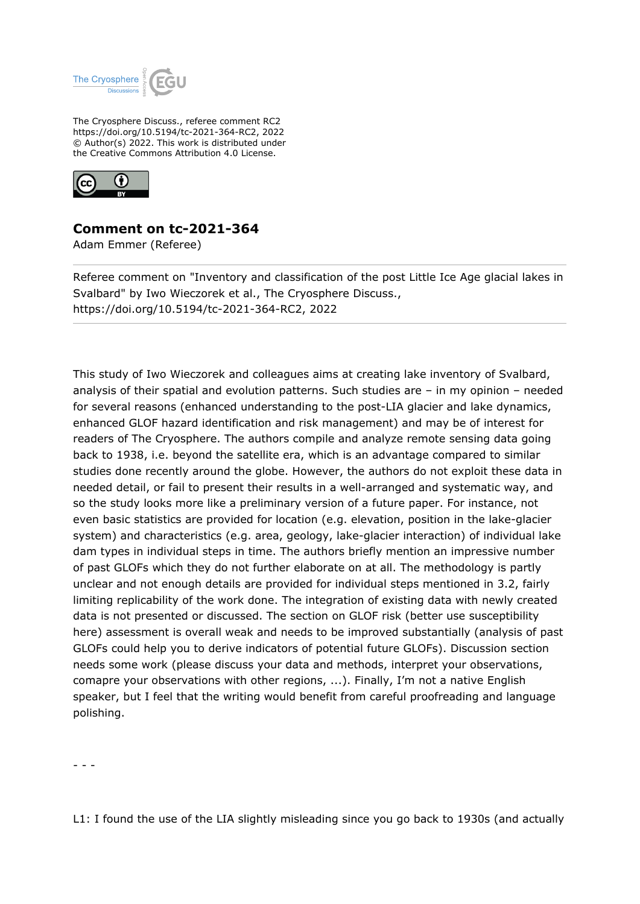The Cryosphere Discuss., referee comment RC2
https://doi.org/10.5194/tc-2021-364-RC2, 2022
© Author(s) 2022. This work is distributed under
the Creative Commons Attribution 4.0 License.

## Comment on tc-2021-364

Adam Emmer (Referee)

Referee comment on "Inventory and classification of the post Little Ice Age glacial lakes in Svalbard" by Iwo Wieczorek et al., The Cryosphere Discuss., https://doi.org/10.5194/tc-2021-364-RC2, 2022

---

This study of Iwo Wieczorek and colleagues aims at creating lake inventory of Svalbard, analysis of their spatial and evolution patterns. Such studies are – in my opinion – needed for several reasons (enhanced understanding to the post-LIA glacier and lake dynamics, enhanced GLOF hazard identification and risk management) and may be of interest for readers of The Cryosphere. The authors compile and analyze remote sensing data going back to 1938, i.e. beyond the satellite era, which is an advantage compared to similar studies done recently around the globe. However, the authors do not exploit these data in needed detail, or fail to present their results in a well-arranged and systematic way, and so the study looks more like a preliminary version of a future paper. For instance, not even basic statistics are provided for location (e.g. elevation, position in the lake-glacier system) and characteristics (e.g. area, geology, lake-glacier interaction) of individual lake dam types in individual steps in time. The authors briefly mention an impressive number of past GLOFs which they do not further elaborate on at all. The methodology is partly unclear and not enough details are provided for individual steps mentioned in 3.2, fairly limiting replicability of the work done. The integration of existing data with newly created data is not presented or discussed. The section on GLOF risk (better use susceptibility here) assessment is overall weak and needs to be improved substantially (analysis of past GLOFs could help you to derive indicators of potential future GLOFs). Discussion section needs some work (please discuss your data and methods, interpret your observations, comapre your observations with other regions, ...). Finally, I'm not a native English speaker, but I feel that the writing would benefit from careful proofreading and language polishing.

- - -

L1: I found the use of the LIA slightly misleading since you go back to 1930s (and actually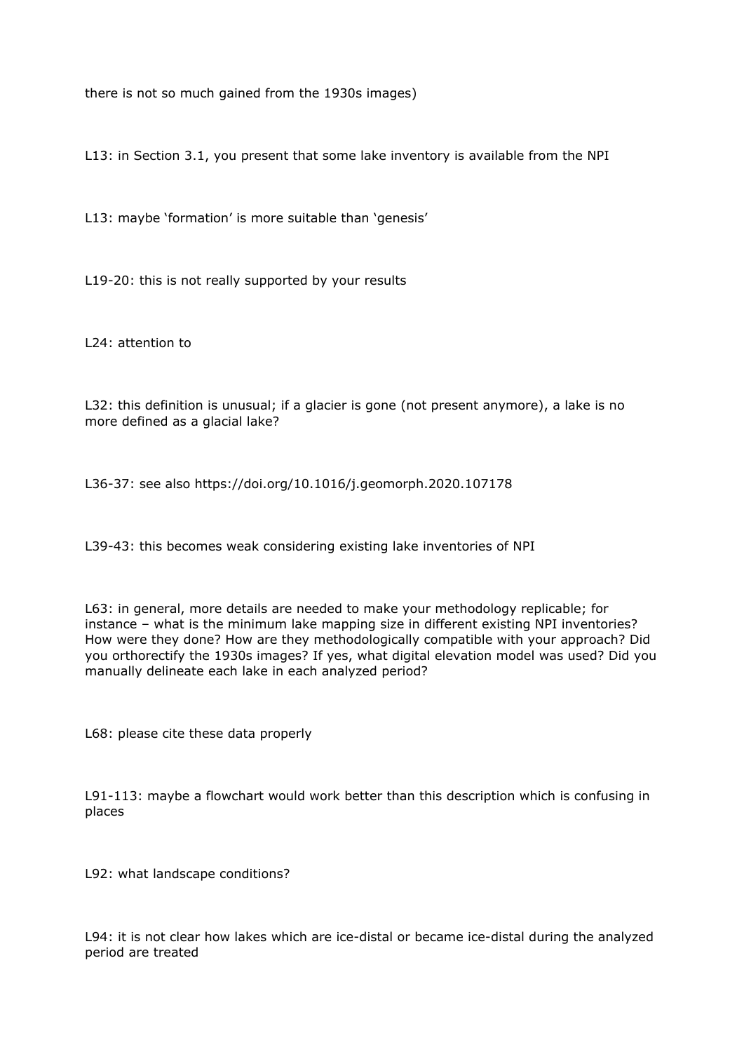there is not so much gained from the 1930s images)

L13: in Section 3.1, you present that some lake inventory is available from the NPI

L13: maybe ‘formation’ is more suitable than ‘genesis’

L19-20: this is not really supported by your results

L24: attention to

L32: this definition is unusual; if a glacier is gone (not present anymore), a lake is no more defined as a glacial lake?

L36-37: see also https://doi.org/10.1016/j.geomorph.2020.107178

L39-43: this becomes weak considering existing lake inventories of NPI

L63: in general, more details are needed to make your methodology replicable; for instance – what is the minimum lake mapping size in different existing NPI inventories? How were they done? How are they methodologically compatible with your approach? Did you orthorectify the 1930s images? If yes, what digital elevation model was used? Did you manually delineate each lake in each analyzed period?

L68: please cite these data properly

L91-113: maybe a flowchart would work better than this description which is confusing in places

L92: what landscape conditions?

L94: it is not clear how lakes which are ice-distal or became ice-distal during the analyzed period are treated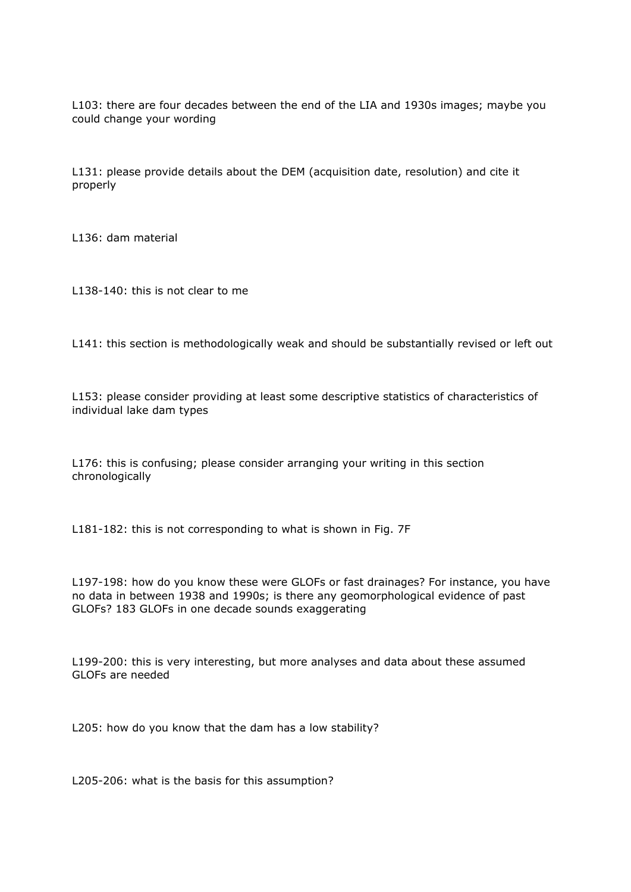L103: there are four decades between the end of the LIA and 1930s images; maybe you could change your wording

L131: please provide details about the DEM (acquisition date, resolution) and cite it properly

L136: dam material

L138-140: this is not clear to me

L141: this section is methodologically weak and should be substantially revised or left out

L153: please consider providing at least some descriptive statistics of characteristics of individual lake dam types

L176: this is confusing; please consider arranging your writing in this section chronologically

L181-182: this is not corresponding to what is shown in Fig. 7F

L197-198: how do you know these were GLOFs or fast drainages? For instance, you have no data in between 1938 and 1990s; is there any geomorphological evidence of past GLOFs? 183 GLOFs in one decade sounds exaggerating

L199-200: this is very interesting, but more analyses and data about these assumed GLOFs are needed

L205: how do you know that the dam has a low stability?

L205-206: what is the basis for this assumption?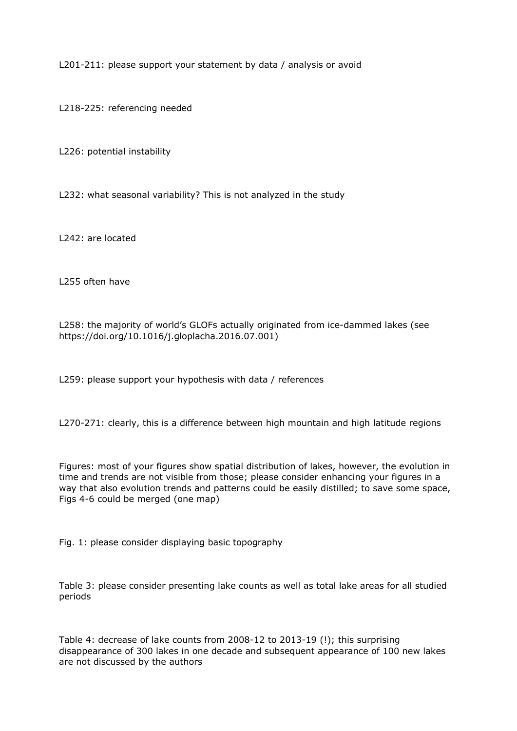L201-211: please support your statement by data / analysis or avoid

L218-225: referencing needed

L226: potential instability

L232: what seasonal variability? This is not analyzed in the study

L242: are located

L255 often have

L258: the majority of world's GLOFs actually originated from ice-dammed lakes (see https://doi.org/10.1016/j.gloplacha.2016.07.001)

L259: please support your hypothesis with data / references

L270-271: clearly, this is a difference between high mountain and high latitude regions

Figures: most of your figures show spatial distribution of lakes, however, the evolution in time and trends are not visible from those; please consider enhancing your figures in a way that also evolution trends and patterns could be easily distilled; to save some space, Figs 4-6 could be merged (one map)

Fig. 1: please consider displaying basic topography

Table 3: please consider presenting lake counts as well as total lake areas for all studied periods

Table 4: decrease of lake counts from 2008-12 to 2013-19 (!); this surprising disappearance of 300 lakes in one decade and subsequent appearance of 100 new lakes are not discussed by the authors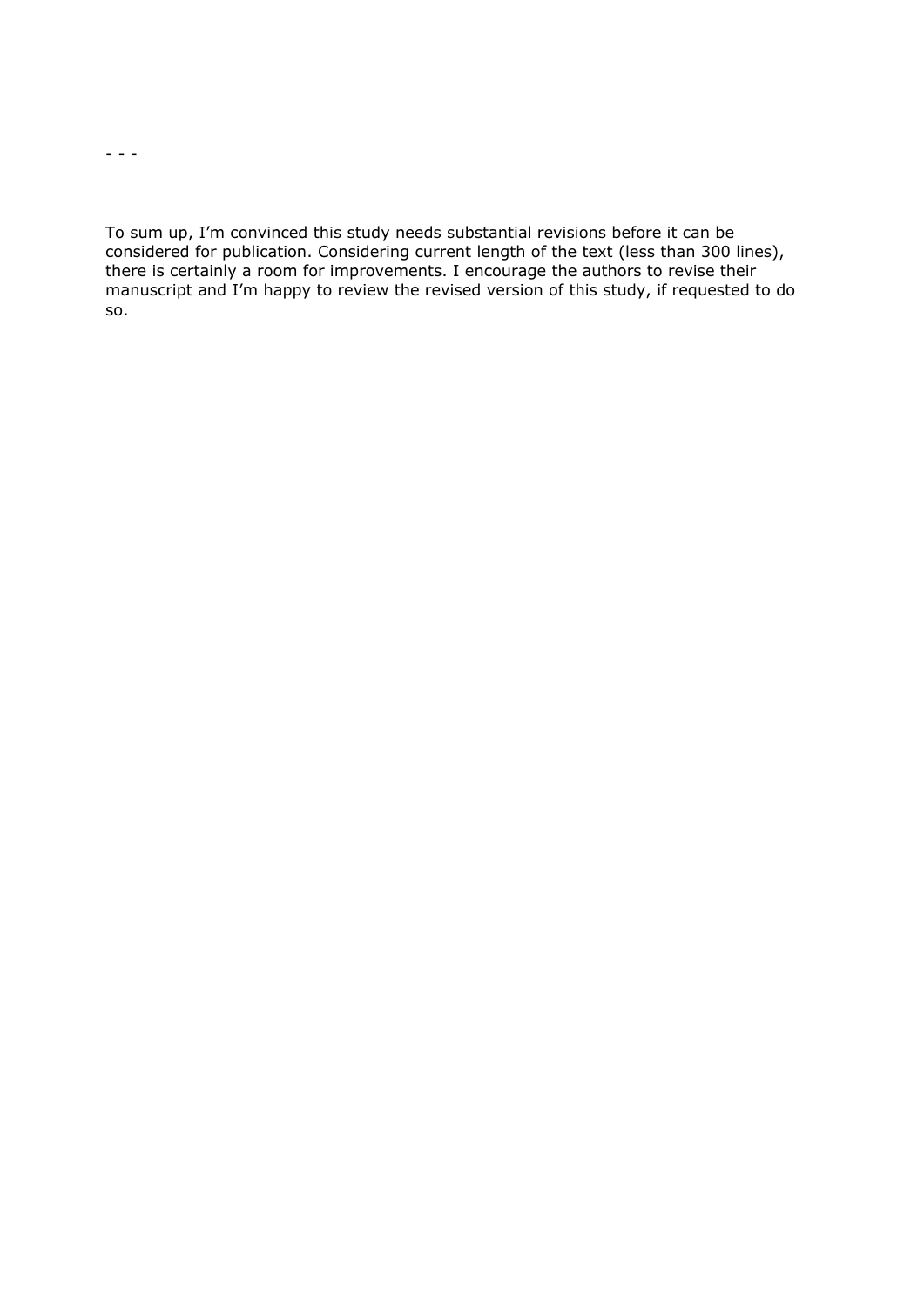- - -

To sum up, I'm convinced this study needs substantial revisions before it can be considered for publication. Considering current length of the text (less than 300 lines), there is certainly a room for improvements. I encourage the authors to revise their manuscript and I'm happy to review the revised version of this study, if requested to do so.